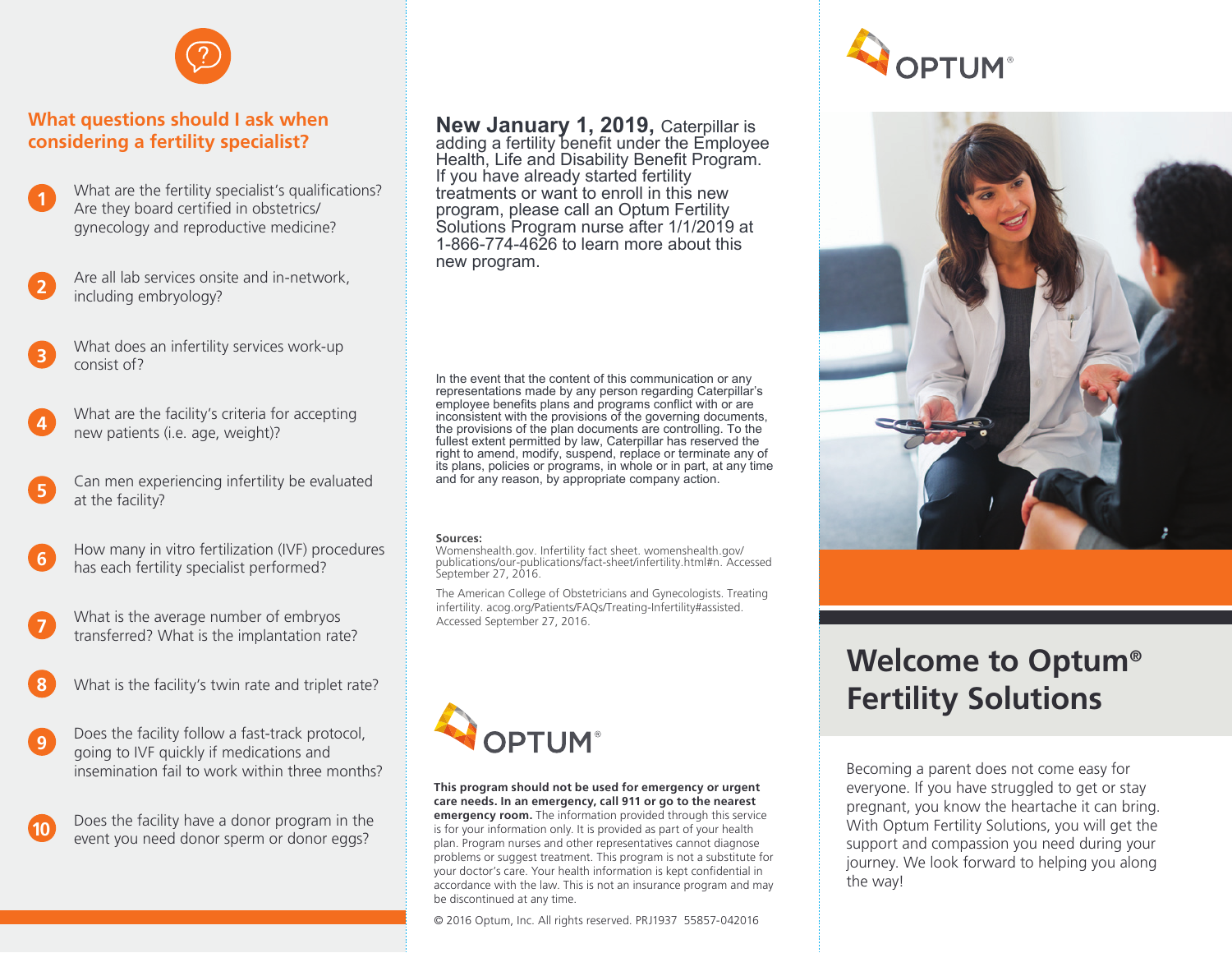## What questions should I ask when considering a fertility specialist?

1. What are the fertility specialist's qualifications? Are they board certified in obstetrics/gynecology and reproductive medicine?
2. Are all lab services onsite and in-network, including embryology?
3. What does an infertility services work-up consist of?
4. What are the facility's criteria for accepting new patients (i.e. age, weight)?
5. Can men experiencing infertility be evaluated at the facility?
6. How many in vitro fertilization (IVF) procedures has each fertility specialist performed?
7. What is the average number of embryos transferred? What is the implantation rate?
8. What is the facility's twin rate and triplet rate?
9. Does the facility follow a fast-track protocol, going to IVF quickly if medications and insemination fail to work within three months?
10. Does the facility have a donor program in the event you need donor sperm or donor eggs?

**New January 1, 2019,** Caterpillar is adding a fertility benefit under the Employee Health, Life and Disability Benefit Program. If you have already started fertility treatments or want to enroll in this new program, please call an Optum Fertility Solutions Program nurse after 1/1/2019 at 1-866-774-4626 to learn more about this new program.

In the event that the content of this communication or any representations made by any person regarding Caterpillar's employee benefits plans and programs conflict with or are inconsistent with the provisions of the governing documents, the provisions of the plan documents are controlling. To the fullest extent permitted by law, Caterpillar has reserved the right to amend, modify, suspend, replace or terminate any of its plans, policies or programs, in whole or in part, at any time and for any reason, by appropriate company action.

**Sources:**

Womenshealth.gov. Infertility fact sheet. womenshealth.gov/publications/our-publications/fact-sheet/infertility.html#n. Accessed September 27, 2016.

The American College of Obstetricians and Gynecologists. Treating infertility. acog.org/Patients/FAQs/Treating-Infertility#assisted. Accessed September 27, 2016.

OPTUM®

**This program should not be used for emergency or urgent care needs. In an emergency, call 911 or go to the nearest emergency room.** The information provided through this service is for your information only. It is provided as part of your health plan. Program nurses and other representatives cannot diagnose problems or suggest treatment. This program is not a substitute for your doctor's care. Your health information is kept confidential in accordance with the law. This is not an insurance program and may be discontinued at any time.

© 2016 Optum, Inc. All rights reserved. PRJ1937 55857-042016

OPTUM®

# Welcome to Optum® Fertility Solutions

Becoming a parent does not come easy for everyone. If you have struggled to get or stay pregnant, you know the heartache it can bring. With Optum Fertility Solutions, you will get the support and compassion you need during your journey. We look forward to helping you along the way!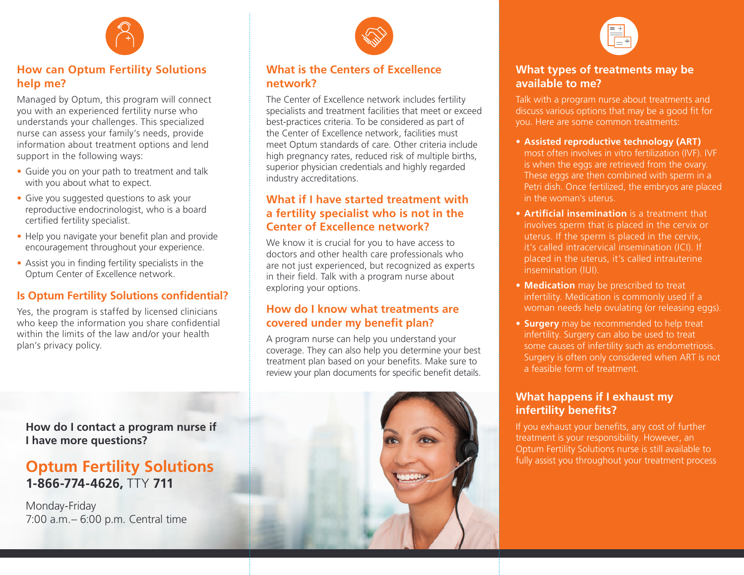## How can Optum Fertility Solutions help me?

Managed by Optum, this program will connect you with an experienced fertility nurse who understands your challenges. This specialized nurse can assess your family's needs, provide information about treatment options and lend support in the following ways:

- Guide you on your path to treatment and talk with you about what to expect.
- Give you suggested questions to ask your reproductive endocrinologist, who is a board certified fertility specialist.
- Help you navigate your benefit plan and provide encouragement throughout your experience.
- Assist you in finding fertility specialists in the Optum Center of Excellence network.

## Is Optum Fertility Solutions confidential?

Yes, the program is staffed by licensed clinicians who keep the information you share confidential within the limits of the law and/or your health plan's privacy policy.

### How do I contact a program nurse if I have more questions?

## Optum Fertility Solutions

**1-866-774-4626,** TTY **711**

Monday-Friday
7:00 a.m.– 6:00 p.m. Central time

## What is the Centers of Excellence network?

The Center of Excellence network includes fertility specialists and treatment facilities that meet or exceed best-practices criteria. To be considered as part of the Center of Excellence network, facilities must meet Optum standards of care. Other criteria include high pregnancy rates, reduced risk of multiple births, superior physician credentials and highly regarded industry accreditations.

## What if I have started treatment with a fertility specialist who is not in the Center of Excellence network?

We know it is crucial for you to have access to doctors and other health care professionals who are not just experienced, but recognized as experts in their field. Talk with a program nurse about exploring your options.

## How do I know what treatments are covered under my benefit plan?

A program nurse can help you understand your coverage. They can also help you determine your best treatment plan based on your benefits. Make sure to review your plan documents for specific benefit details.

## What types of treatments may be available to me?

Talk with a program nurse about treatments and discuss various options that may be a good fit for you. Here are some common treatments:

- **Assisted reproductive technology (ART)** most often involves in vitro fertilization (IVF). IVF is when the eggs are retrieved from the ovary. These eggs are then combined with sperm in a Petri dish. Once fertilized, the embryos are placed in the woman's uterus.
- **Artificial insemination** is a treatment that involves sperm that is placed in the cervix or uterus. If the sperm is placed in the cervix, it's called intracervical insemination (ICI). If placed in the uterus, it's called intrauterine insemination (IUI).
- **Medication** may be prescribed to treat infertility. Medication is commonly used if a woman needs help ovulating (or releasing eggs).
- **Surgery** may be recommended to help treat infertility. Surgery can also be used to treat some causes of infertility such as endometriosis. Surgery is often only considered when ART is not a feasible form of treatment.

## What happens if I exhaust my infertility benefits?

If you exhaust your benefits, any cost of further treatment is your responsibility. However, an Optum Fertility Solutions nurse is still available to fully assist you throughout your treatment process